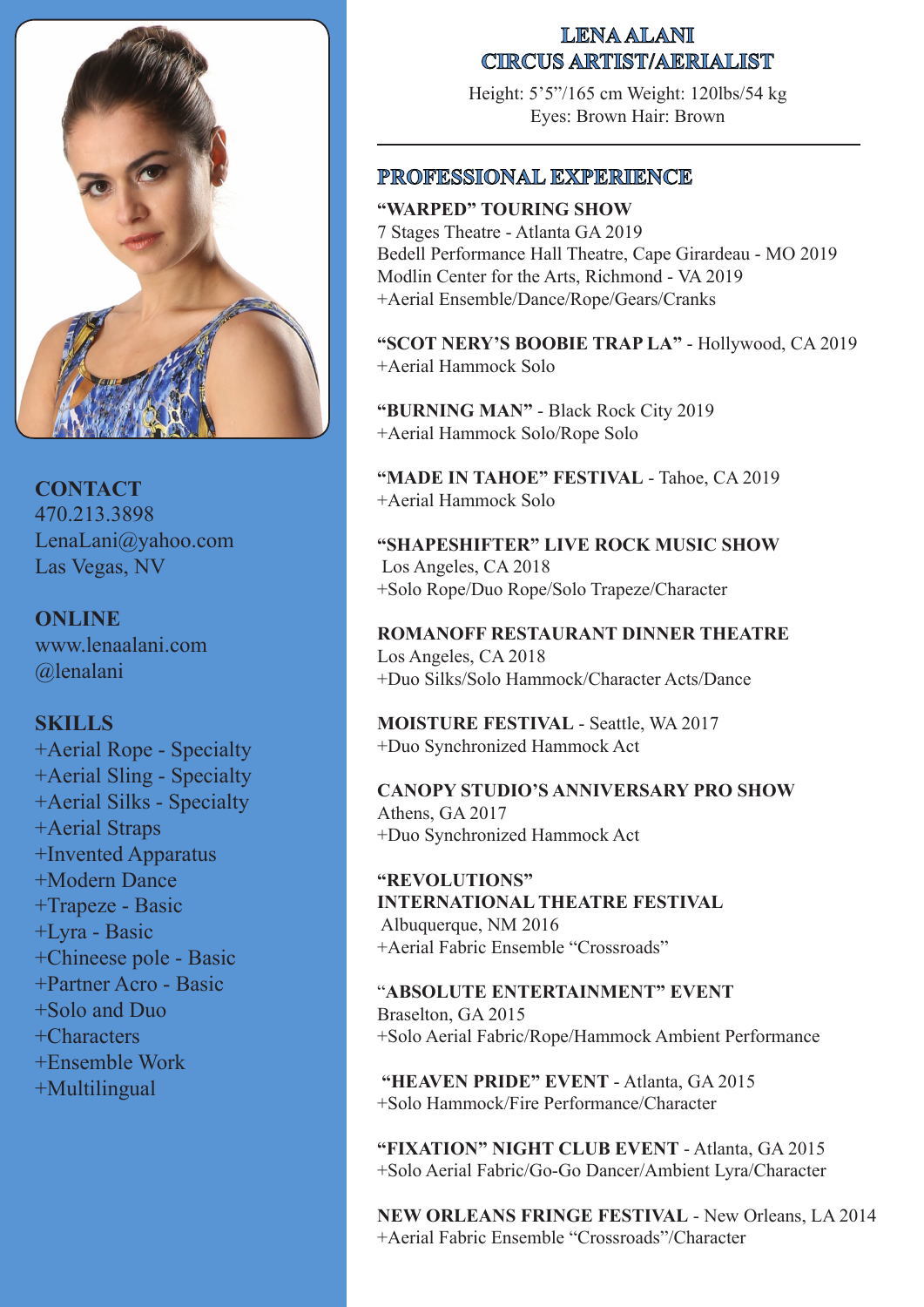# LENA ALANI
## CIRCUS ARTIST/AERIALIST

Height: 5'5"/165 cm Weight: 120lbs/54 kg
Eyes: Brown Hair: Brown

### CONTACT
470.213.3898
LenaLani@yahoo.com
Las Vegas, NV

### ONLINE
www.lenaalani.com
@lenalani

### SKILLS
+Aerial Rope - Specialty
+Aerial Sling - Specialty
+Aerial Silks - Specialty
+Aerial Straps
+Invented Apparatus
+Modern Dance
+Trapeze - Basic
+Lyra - Basic
+Chineese pole - Basic
+Partner Acro - Basic
+Solo and Duo
+Characters
+Ensemble Work
+Multilingual

## PROFESSIONAL EXPERIENCE

**"WARPED" TOURING SHOW**
7 Stages Theatre - Atlanta GA 2019
Bedell Performance Hall Theatre, Cape Girardeau - MO 2019
Modlin Center for the Arts, Richmond - VA 2019
+Aerial Ensemble/Dance/Rope/Gears/Cranks

**"SCOT NERY'S BOOBIE TRAP LA"** - Hollywood, CA 2019
+Aerial Hammock Solo

**"BURNING MAN"** - Black Rock City 2019
+Aerial Hammock Solo/Rope Solo

**"MADE IN TAHOE" FESTIVAL** - Tahoe, CA 2019
+Aerial Hammock Solo

**"SHAPESHIFTER" LIVE ROCK MUSIC SHOW**
Los Angeles, CA 2018
+Solo Rope/Duo Rope/Solo Trapeze/Character

**ROMANOFF RESTAURANT DINNER THEATRE**
Los Angeles, CA 2018
+Duo Silks/Solo Hammock/Character Acts/Dance

**MOISTURE FESTIVAL** - Seattle, WA 2017
+Duo Synchronized Hammock Act

**CANOPY STUDIO'S ANNIVERSARY PRO SHOW**
Athens, GA 2017
+Duo Synchronized Hammock Act

**"REVOLUTIONS"**
**INTERNATIONAL THEATRE FESTIVAL**
Albuquerque, NM 2016
+Aerial Fabric Ensemble "Crossroads"

**"ABSOLUTE ENTERTAINMENT" EVENT**
Braselton, GA 2015
+Solo Aerial Fabric/Rope/Hammock Ambient Performance

**"HEAVEN PRIDE" EVENT** - Atlanta, GA 2015
+Solo Hammock/Fire Performance/Character

**"FIXATION" NIGHT CLUB EVENT** - Atlanta, GA 2015
+Solo Aerial Fabric/Go-Go Dancer/Ambient Lyra/Character

**NEW ORLEANS FRINGE FESTIVAL** - New Orleans, LA 2014
+Aerial Fabric Ensemble "Crossroads"/Character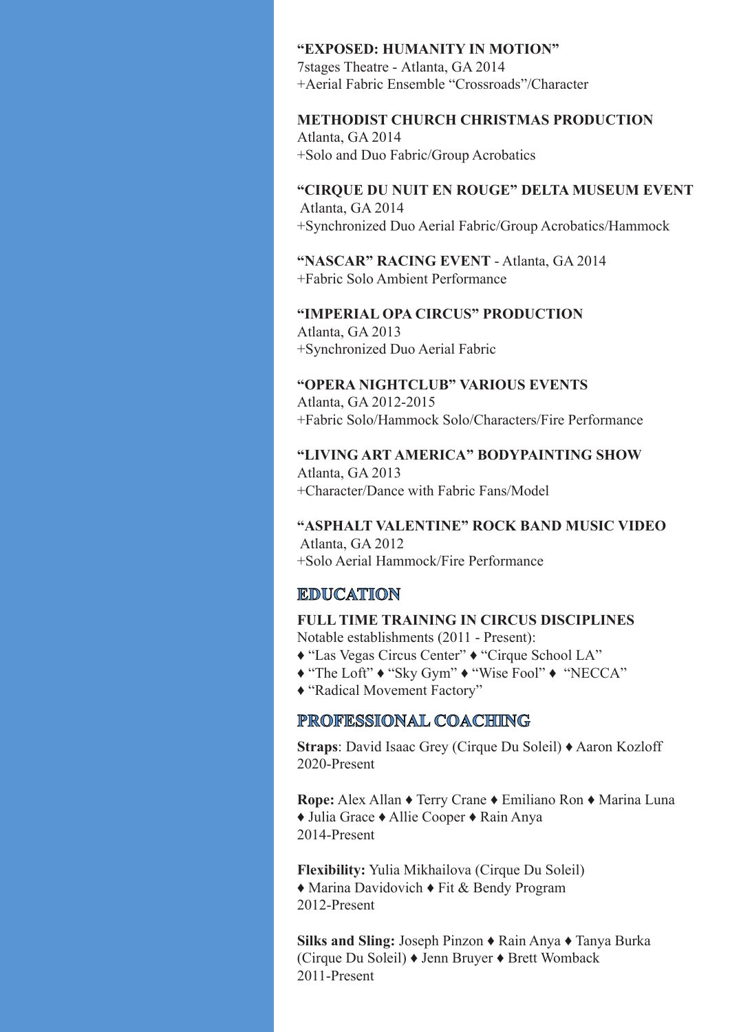**"EXPOSED: HUMANITY IN MOTION"**
7stages Theatre - Atlanta, GA 2014
+Aerial Fabric Ensemble "Crossroads"/Character

**METHODIST CHURCH CHRISTMAS PRODUCTION**
Atlanta, GA 2014
+Solo and Duo Fabric/Group Acrobatics

**"CIRQUE DU NUIT EN ROUGE" DELTA MUSEUM EVENT**
Atlanta, GA 2014
+Synchronized Duo Aerial Fabric/Group Acrobatics/Hammock

**"NASCAR" RACING EVENT** - Atlanta, GA 2014
+Fabric Solo Ambient Performance

**"IMPERIAL OPA CIRCUS" PRODUCTION**
Atlanta, GA 2013
+Synchronized Duo Aerial Fabric

**"OPERA NIGHTCLUB" VARIOUS EVENTS**
Atlanta, GA 2012-2015
+Fabric Solo/Hammock Solo/Characters/Fire Performance

**"LIVING ART AMERICA" BODYPAINTING SHOW**
Atlanta, GA 2013
+Character/Dance with Fabric Fans/Model

**"ASPHALT VALENTINE" ROCK BAND MUSIC VIDEO**
Atlanta, GA 2012
+Solo Aerial Hammock/Fire Performance

## EDUCATION

**FULL TIME TRAINING IN CIRCUS DISCIPLINES**
Notable establishments (2011 - Present):
♦ "Las Vegas Circus Center" ♦ "Cirque School LA"
♦ "The Loft" ♦ "Sky Gym" ♦ "Wise Fool" ♦ "NECCA"
♦ "Radical Movement Factory"

## PROFESSIONAL COACHING

**Straps**: David Isaac Grey (Cirque Du Soleil) ♦ Aaron Kozloff
2020-Present

**Rope:** Alex Allan ♦ Terry Crane ♦ Emiliano Ron ♦ Marina Luna ♦ Julia Grace ♦ Allie Cooper ♦ Rain Anya
2014-Present

**Flexibility:** Yulia Mikhailova (Cirque Du Soleil) ♦ Marina Davidovich ♦ Fit & Bendy Program
2012-Present

**Silks and Sling:** Joseph Pinzon ♦ Rain Anya ♦ Tanya Burka (Cirque Du Soleil) ♦ Jenn Bruyer ♦ Brett Womback
2011-Present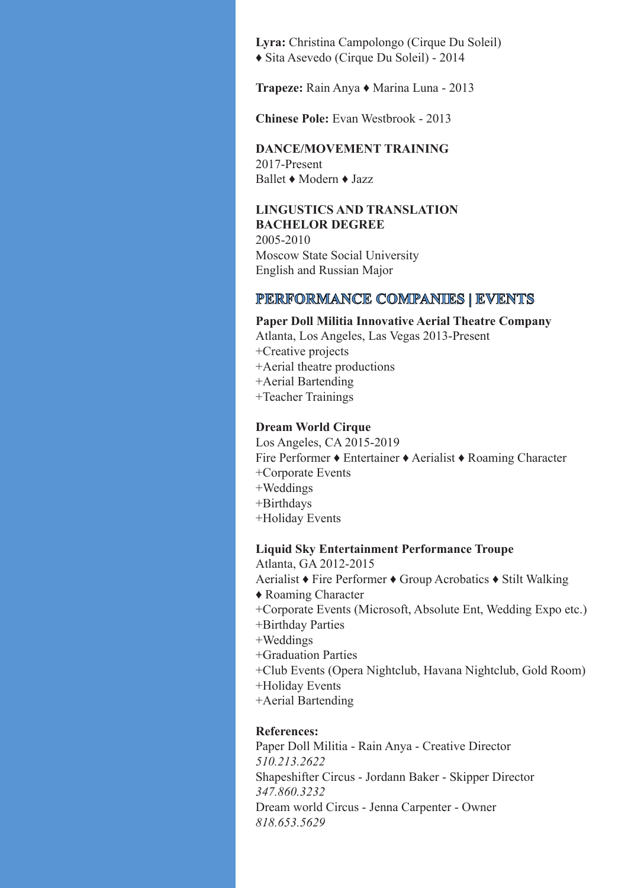**Lyra:** Christina Campolongo (Cirque Du Soleil)
♦ Sita Asevedo (Cirque Du Soleil) - 2014

**Trapeze:** Rain Anya ♦ Marina Luna - 2013

**Chinese Pole:** Evan Westbrook - 2013

**DANCE/MOVEMENT TRAINING**
2017-Present
Ballet ♦ Modern ♦ Jazz

**LINGUSTICS AND TRANSLATION BACHELOR DEGREE**
2005-2010
Moscow State Social University
English and Russian Major

## PERFORMANCE COMPANIES | EVENTS

**Paper Doll Militia Innovative Aerial Theatre Company**
Atlanta, Los Angeles, Las Vegas 2013-Present
+Creative projects
+Aerial theatre productions
+Aerial Bartending
+Teacher Trainings

**Dream World Cirque**
Los Angeles, CA 2015-2019
Fire Performer ♦ Entertainer ♦ Aerialist ♦ Roaming Character
+Corporate Events
+Weddings
+Birthdays
+Holiday Events

**Liquid Sky Entertainment Performance Troupe**
Atlanta, GA 2012-2015
Aerialist ♦ Fire Performer ♦ Group Acrobatics ♦ Stilt Walking
♦ Roaming Character
+Corporate Events (Microsoft, Absolute Ent, Wedding Expo etc.)
+Birthday Parties
+Weddings
+Graduation Parties
+Club Events (Opera Nightclub, Havana Nightclub, Gold Room)
+Holiday Events
+Aerial Bartending

**References:**
Paper Doll Militia - Rain Anya - Creative Director
*510.213.2622*
Shapeshifter Circus - Jordann Baker - Skipper Director
*347.860.3232*
Dream world Circus - Jenna Carpenter - Owner
*818.653.5629*